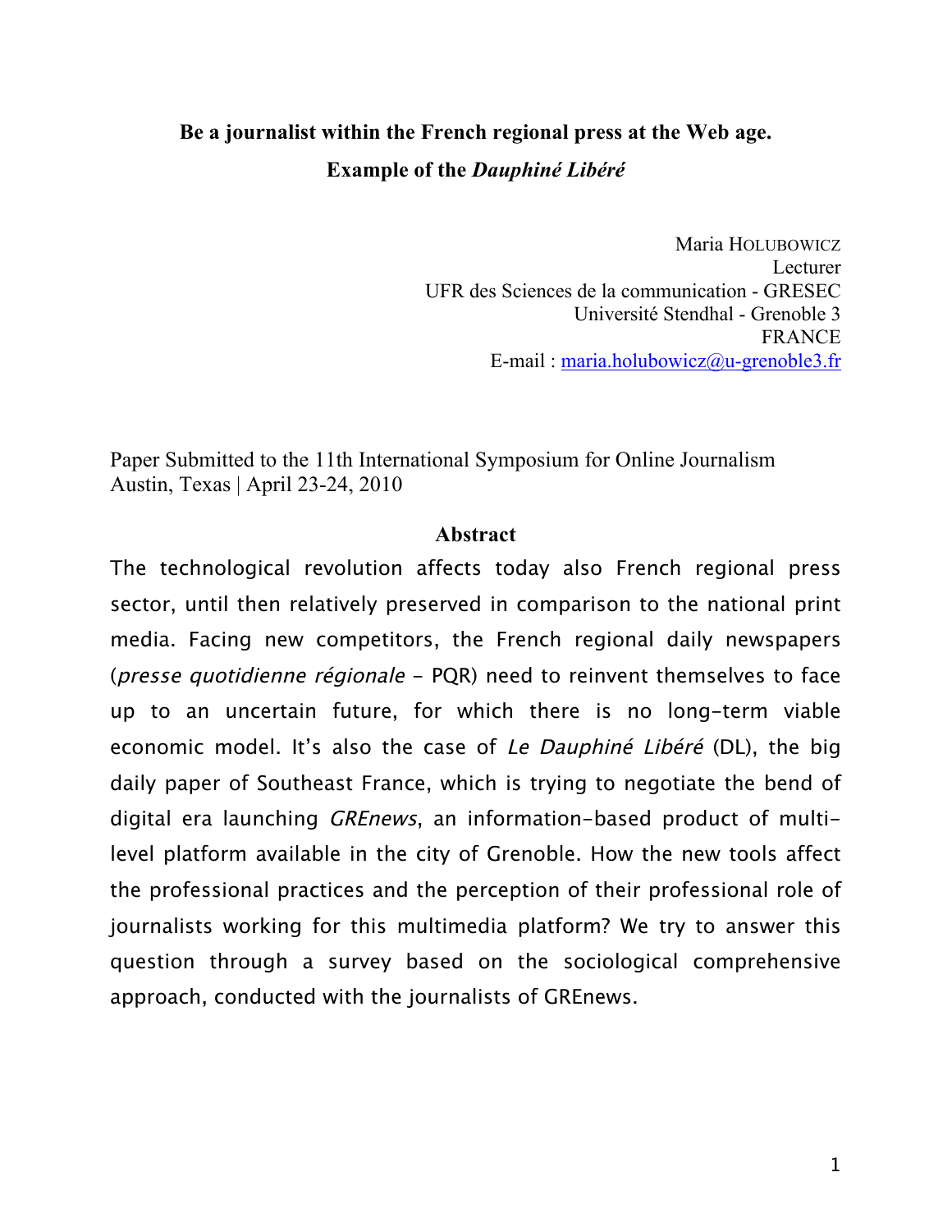# Be a journalist within the French regional press at the Web age.
# Example of the *Dauphiné Libéré*

Maria HOLUBOWICZ
Lecturer
UFR des Sciences de la communication - GRESEC
Université Stendhal - Grenoble 3
FRANCE
E-mail : maria.holubowicz@u-grenoble3.fr

Paper Submitted to the 11th International Symposium for Online Journalism
Austin, Texas | April 23-24, 2010

## Abstract

The technological revolution affects today also French regional press sector, until then relatively preserved in comparison to the national print media. Facing new competitors, the French regional daily newspapers (*presse quotidienne régionale* - PQR) need to reinvent themselves to face up to an uncertain future, for which there is no long-term viable economic model. It's also the case of *Le Dauphiné Libéré* (DL), the big daily paper of Southeast France, which is trying to negotiate the bend of digital era launching *GREnews*, an information-based product of multi-level platform available in the city of Grenoble. How the new tools affect the professional practices and the perception of their professional role of journalists working for this multimedia platform? We try to answer this question through a survey based on the sociological comprehensive approach, conducted with the journalists of GREnews.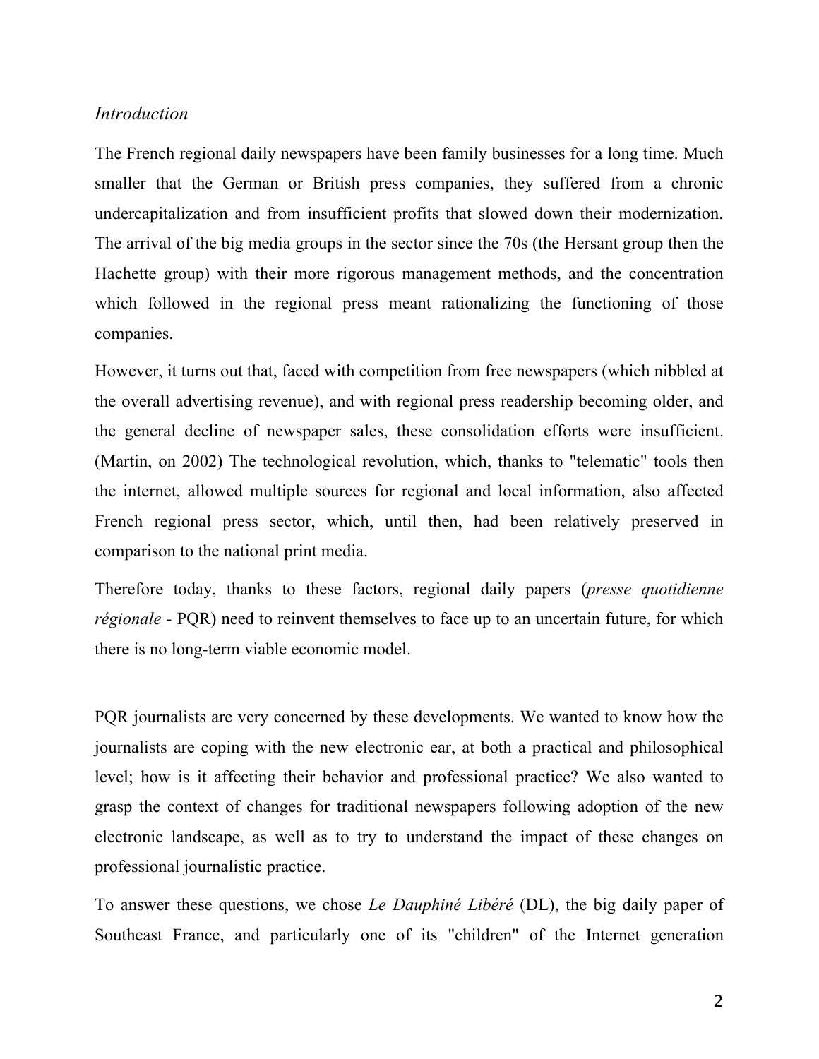*Introduction*

The French regional daily newspapers have been family businesses for a long time. Much smaller that the German or British press companies, they suffered from a chronic undercapitalization and from insufficient profits that slowed down their modernization. The arrival of the big media groups in the sector since the 70s (the Hersant group then the Hachette group) with their more rigorous management methods, and the concentration which followed in the regional press meant rationalizing the functioning of those companies.

However, it turns out that, faced with competition from free newspapers (which nibbled at the overall advertising revenue), and with regional press readership becoming older, and the general decline of newspaper sales, these consolidation efforts were insufficient. (Martin, on 2002) The technological revolution, which, thanks to "telematic" tools then the internet, allowed multiple sources for regional and local information, also affected French regional press sector, which, until then, had been relatively preserved in comparison to the national print media.

Therefore today, thanks to these factors, regional daily papers (*presse quotidienne régionale* - PQR) need to reinvent themselves to face up to an uncertain future, for which there is no long-term viable economic model.

PQR journalists are very concerned by these developments. We wanted to know how the journalists are coping with the new electronic ear, at both a practical and philosophical level; how is it affecting their behavior and professional practice? We also wanted to grasp the context of changes for traditional newspapers following adoption of the new electronic landscape, as well as to try to understand the impact of these changes on professional journalistic practice.

To answer these questions, we chose *Le Dauphiné Libéré* (DL), the big daily paper of Southeast France, and particularly one of its "children" of the Internet generation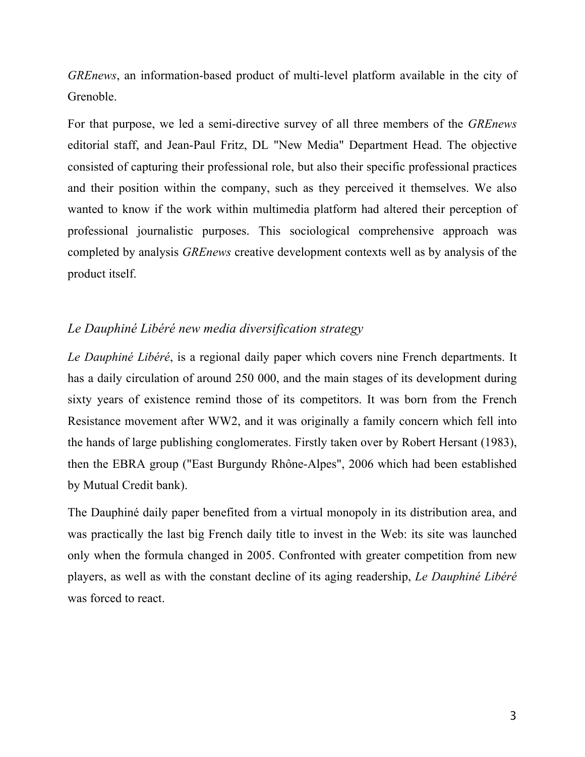*GREnews*, an information-based product of multi-level platform available in the city of Grenoble.

For that purpose, we led a semi-directive survey of all three members of the *GREnews* editorial staff, and Jean-Paul Fritz, DL "New Media" Department Head. The objective consisted of capturing their professional role, but also their specific professional practices and their position within the company, such as they perceived it themselves. We also wanted to know if the work within multimedia platform had altered their perception of professional journalistic purposes. This sociological comprehensive approach was completed by analysis *GREnews* creative development contexts well as by analysis of the product itself.

## *Le Dauphiné Libéré new media diversification strategy*

*Le Dauphiné Libéré*, is a regional daily paper which covers nine French departments. It has a daily circulation of around 250 000, and the main stages of its development during sixty years of existence remind those of its competitors. It was born from the French Resistance movement after WW2, and it was originally a family concern which fell into the hands of large publishing conglomerates. Firstly taken over by Robert Hersant (1983), then the EBRA group ("East Burgundy Rhône-Alpes", 2006 which had been established by Mutual Credit bank).

The Dauphiné daily paper benefited from a virtual monopoly in its distribution area, and was practically the last big French daily title to invest in the Web: its site was launched only when the formula changed in 2005. Confronted with greater competition from new players, as well as with the constant decline of its aging readership, *Le Dauphiné Libéré* was forced to react.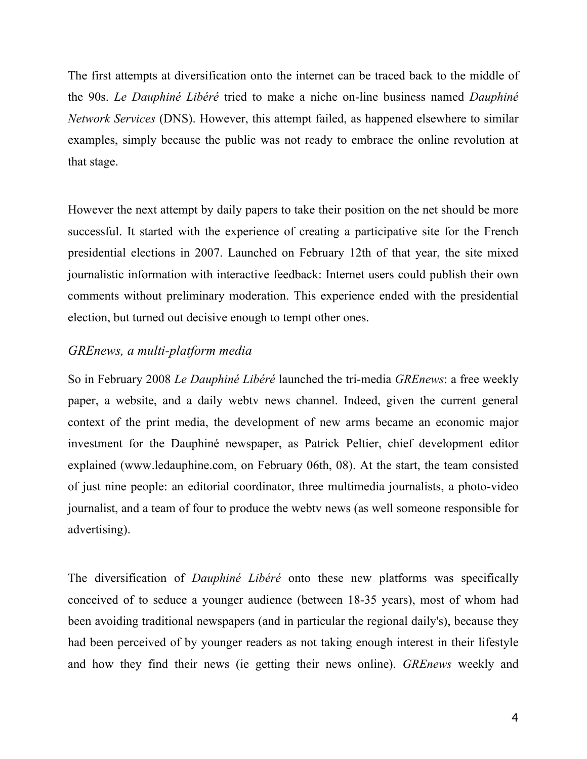The first attempts at diversification onto the internet can be traced back to the middle of the 90s. *Le Dauphiné Libéré* tried to make a niche on-line business named *Dauphiné Network Services* (DNS). However, this attempt failed, as happened elsewhere to similar examples, simply because the public was not ready to embrace the online revolution at that stage.

However the next attempt by daily papers to take their position on the net should be more successful. It started with the experience of creating a participative site for the French presidential elections in 2007. Launched on February 12th of that year, the site mixed journalistic information with interactive feedback: Internet users could publish their own comments without preliminary moderation. This experience ended with the presidential election, but turned out decisive enough to tempt other ones.

### *GREnews, a multi-platform media*

So in February 2008 *Le Dauphiné Libéré* launched the tri-media *GREnews*: a free weekly paper, a website, and a daily webtv news channel. Indeed, given the current general context of the print media, the development of new arms became an economic major investment for the Dauphiné newspaper, as Patrick Peltier, chief development editor explained (www.ledauphine.com, on February 06th, 08). At the start, the team consisted of just nine people: an editorial coordinator, three multimedia journalists, a photo-video journalist, and a team of four to produce the webtv news (as well someone responsible for advertising).

The diversification of *Dauphiné Libéré* onto these new platforms was specifically conceived of to seduce a younger audience (between 18-35 years), most of whom had been avoiding traditional newspapers (and in particular the regional daily's), because they had been perceived of by younger readers as not taking enough interest in their lifestyle and how they find their news (ie getting their news online). *GREnews* weekly and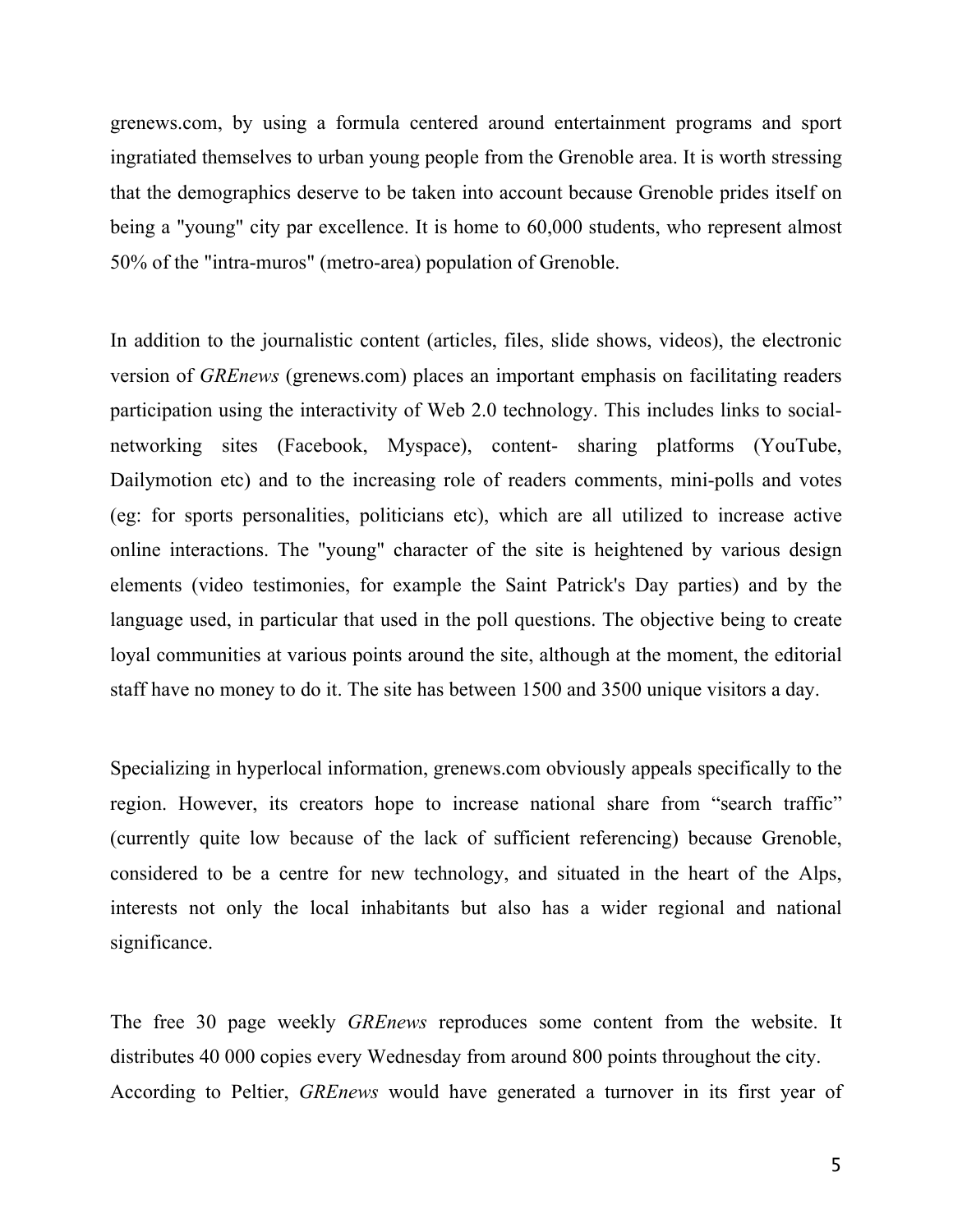grenews.com, by using a formula centered around entertainment programs and sport ingratiated themselves to urban young people from the Grenoble area. It is worth stressing that the demographics deserve to be taken into account because Grenoble prides itself on being a "young" city par excellence. It is home to 60,000 students, who represent almost 50% of the "intra-muros" (metro-area) population of Grenoble.

In addition to the journalistic content (articles, files, slide shows, videos), the electronic version of *GREnews* (grenews.com) places an important emphasis on facilitating readers participation using the interactivity of Web 2.0 technology. This includes links to social-networking sites (Facebook, Myspace), content- sharing platforms (YouTube, Dailymotion etc) and to the increasing role of readers comments, mini-polls and votes (eg: for sports personalities, politicians etc), which are all utilized to increase active online interactions. The "young" character of the site is heightened by various design elements (video testimonies, for example the Saint Patrick's Day parties) and by the language used, in particular that used in the poll questions. The objective being to create loyal communities at various points around the site, although at the moment, the editorial staff have no money to do it. The site has between 1500 and 3500 unique visitors a day.

Specializing in hyperlocal information, grenews.com obviously appeals specifically to the region. However, its creators hope to increase national share from "search traffic" (currently quite low because of the lack of sufficient referencing) because Grenoble, considered to be a centre for new technology, and situated in the heart of the Alps, interests not only the local inhabitants but also has a wider regional and national significance.

The free 30 page weekly *GREnews* reproduces some content from the website. It distributes 40 000 copies every Wednesday from around 800 points throughout the city.
According to Peltier, *GREnews* would have generated a turnover in its first year of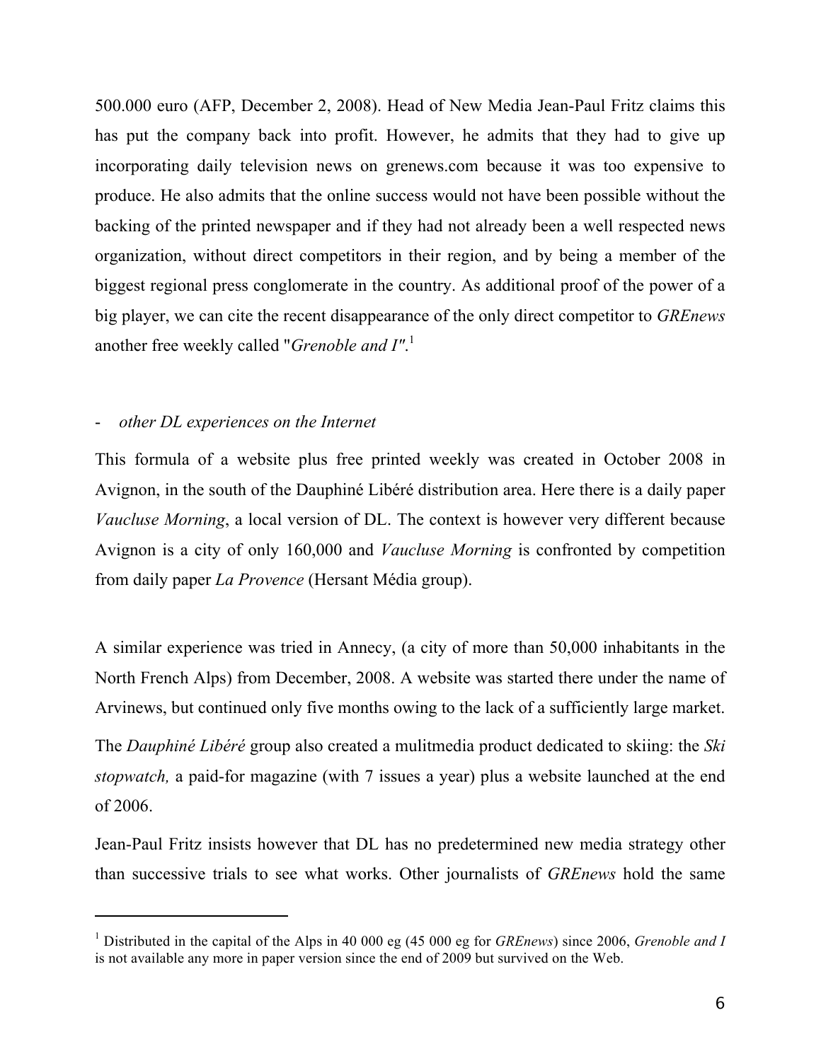500.000 euro (AFP, December 2, 2008). Head of New Media Jean-Paul Fritz claims this has put the company back into profit. However, he admits that they had to give up incorporating daily television news on grenews.com because it was too expensive to produce. He also admits that the online success would not have been possible without the backing of the printed newspaper and if they had not already been a well respected news organization, without direct competitors in their region, and by being a member of the biggest regional press conglomerate in the country. As additional proof of the power of a big player, we can cite the recent disappearance of the only direct competitor to *GREnews* another free weekly called "*Grenoble and I"*.[1]

- *other DL experiences on the Internet*

This formula of a website plus free printed weekly was created in October 2008 in Avignon, in the south of the Dauphiné Libéré distribution area. Here there is a daily paper *Vaucluse Morning*, a local version of DL. The context is however very different because Avignon is a city of only 160,000 and *Vaucluse Morning* is confronted by competition from daily paper *La Provence* (Hersant Média group).

A similar experience was tried in Annecy, (a city of more than 50,000 inhabitants in the North French Alps) from December, 2008. A website was started there under the name of Arvinews, but continued only five months owing to the lack of a sufficiently large market.

The *Dauphiné Libéré* group also created a mulitmedia product dedicated to skiing: the *Ski stopwatch,* a paid-for magazine (with 7 issues a year) plus a website launched at the end of 2006.

Jean-Paul Fritz insists however that DL has no predetermined new media strategy other than successive trials to see what works. Other journalists of *GREnews* hold the same

[1] Distributed in the capital of the Alps in 40 000 eg (45 000 eg for *GREnews*) since 2006, *Grenoble and I* is not available any more in paper version since the end of 2009 but survived on the Web.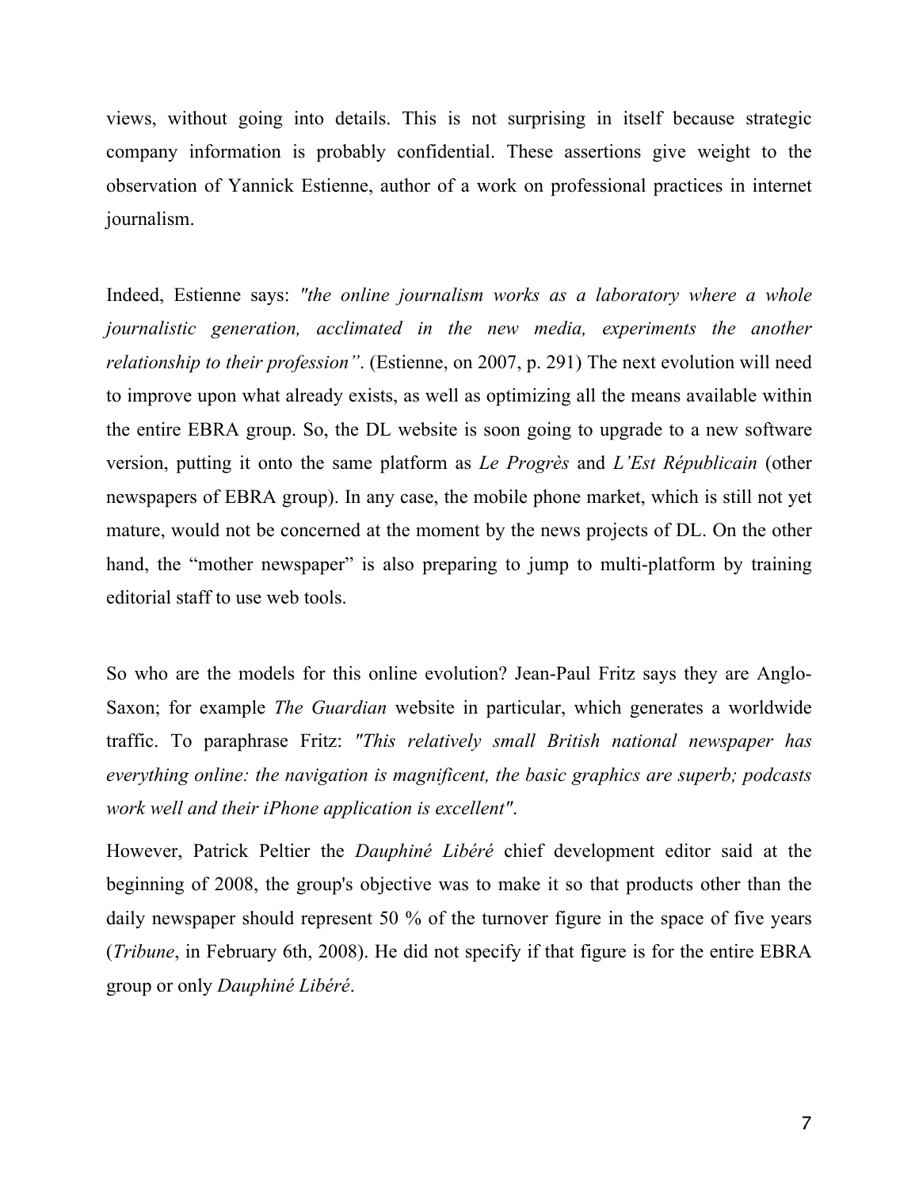views, without going into details. This is not surprising in itself because strategic company information is probably confidential. These assertions give weight to the observation of Yannick Estienne, author of a work on professional practices in internet journalism.

Indeed, Estienne says: *"the online journalism works as a laboratory where a whole journalistic generation, acclimated in the new media, experiments the another relationship to their profession"*. (Estienne, on 2007, p. 291) The next evolution will need to improve upon what already exists, as well as optimizing all the means available within the entire EBRA group. So, the DL website is soon going to upgrade to a new software version, putting it onto the same platform as *Le Progrès* and *L'Est Républicain* (other newspapers of EBRA group). In any case, the mobile phone market, which is still not yet mature, would not be concerned at the moment by the news projects of DL. On the other hand, the "mother newspaper" is also preparing to jump to multi-platform by training editorial staff to use web tools.

So who are the models for this online evolution? Jean-Paul Fritz says they are Anglo-Saxon; for example *The Guardian* website in particular, which generates a worldwide traffic. To paraphrase Fritz: *"This relatively small British national newspaper has everything online: the navigation is magnificent, the basic graphics are superb; podcasts work well and their iPhone application is excellent"*.

However, Patrick Peltier the *Dauphiné Libéré* chief development editor said at the beginning of 2008, the group's objective was to make it so that products other than the daily newspaper should represent 50 % of the turnover figure in the space of five years (*Tribune*, in February 6th, 2008). He did not specify if that figure is for the entire EBRA group or only *Dauphiné Libéré*.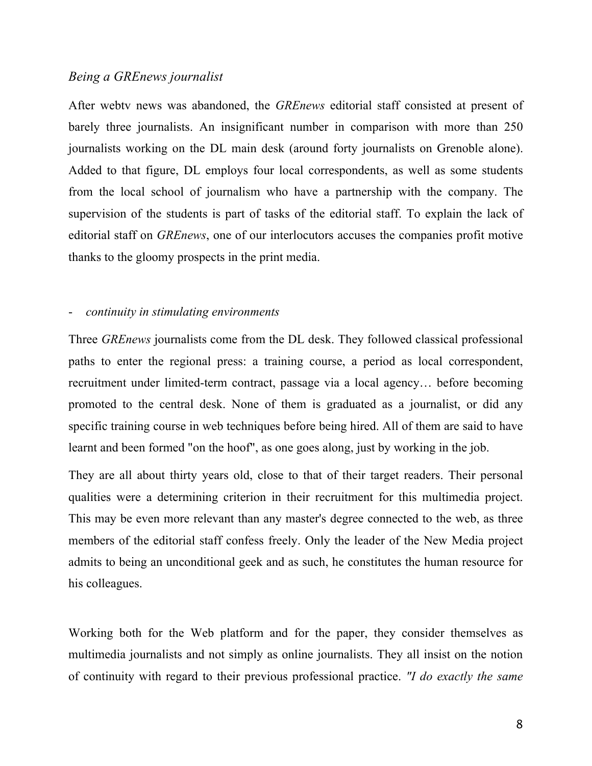*Being a GREnews journalist*

After webtv news was abandoned, the *GREnews* editorial staff consisted at present of barely three journalists. An insignificant number in comparison with more than 250 journalists working on the DL main desk (around forty journalists on Grenoble alone). Added to that figure, DL employs four local correspondents, as well as some students from the local school of journalism who have a partnership with the company. The supervision of the students is part of tasks of the editorial staff. To explain the lack of editorial staff on *GREnews*, one of our interlocutors accuses the companies profit motive thanks to the gloomy prospects in the print media.

- *continuity in stimulating environments*

Three *GREnews* journalists come from the DL desk. They followed classical professional paths to enter the regional press: a training course, a period as local correspondent, recruitment under limited-term contract, passage via a local agency… before becoming promoted to the central desk. None of them is graduated as a journalist, or did any specific training course in web techniques before being hired. All of them are said to have learnt and been formed "on the hoof", as one goes along, just by working in the job.

They are all about thirty years old, close to that of their target readers. Their personal qualities were a determining criterion in their recruitment for this multimedia project. This may be even more relevant than any master's degree connected to the web, as three members of the editorial staff confess freely. Only the leader of the New Media project admits to being an unconditional geek and as such, he constitutes the human resource for his colleagues.

Working both for the Web platform and for the paper, they consider themselves as multimedia journalists and not simply as online journalists. They all insist on the notion of continuity with regard to their previous professional practice. *"I do exactly the same*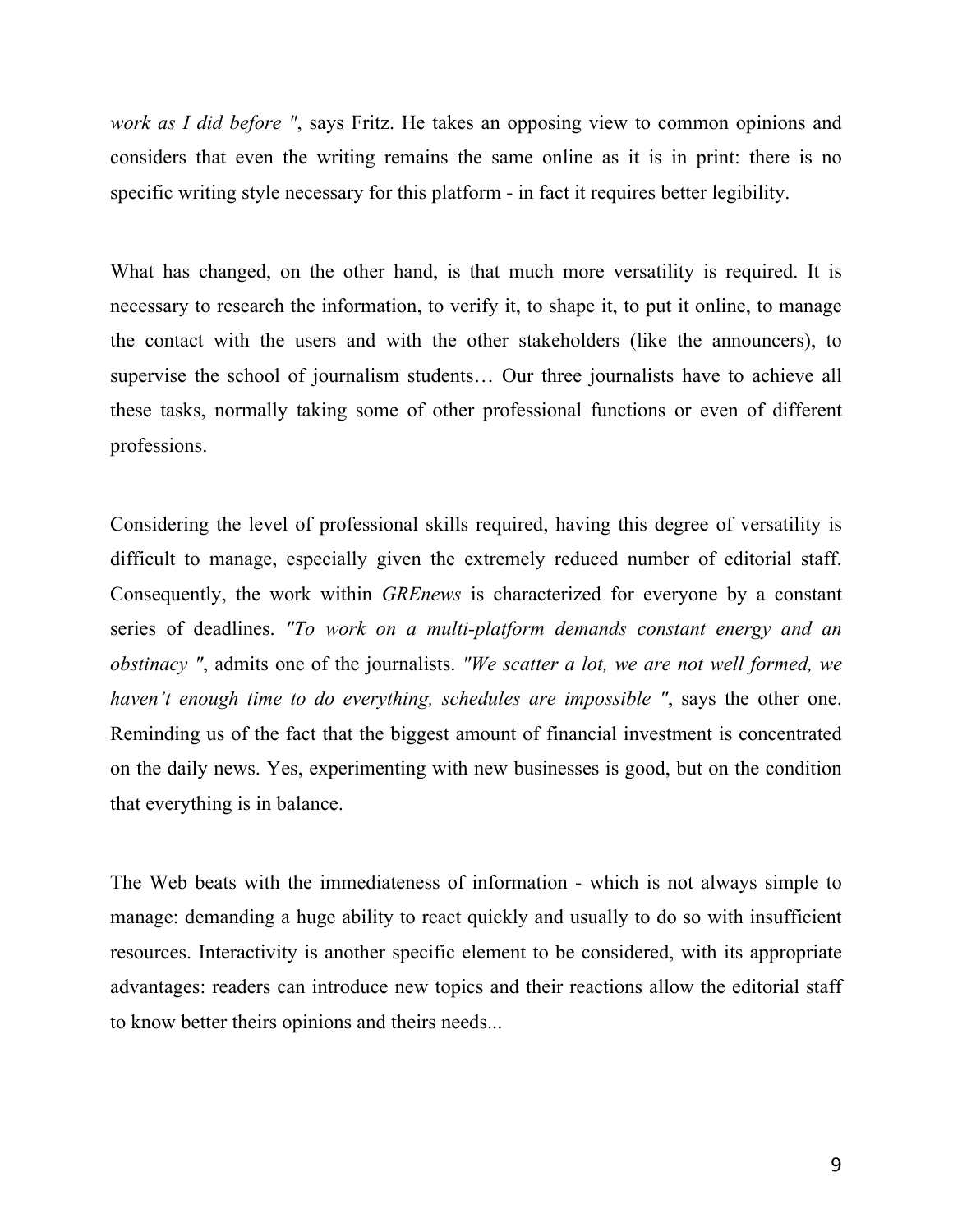*work as I did before "*, says Fritz. He takes an opposing view to common opinions and considers that even the writing remains the same online as it is in print: there is no specific writing style necessary for this platform - in fact it requires better legibility.

What has changed, on the other hand, is that much more versatility is required. It is necessary to research the information, to verify it, to shape it, to put it online, to manage the contact with the users and with the other stakeholders (like the announcers), to supervise the school of journalism students… Our three journalists have to achieve all these tasks, normally taking some of other professional functions or even of different professions.

Considering the level of professional skills required, having this degree of versatility is difficult to manage, especially given the extremely reduced number of editorial staff. Consequently, the work within *GREnews* is characterized for everyone by a constant series of deadlines. *"To work on a multi-platform demands constant energy and an obstinacy "*, admits one of the journalists. *"We scatter a lot, we are not well formed, we haven't enough time to do everything, schedules are impossible "*, says the other one. Reminding us of the fact that the biggest amount of financial investment is concentrated on the daily news. Yes, experimenting with new businesses is good, but on the condition that everything is in balance.

The Web beats with the immediateness of information - which is not always simple to manage: demanding a huge ability to react quickly and usually to do so with insufficient resources. Interactivity is another specific element to be considered, with its appropriate advantages: readers can introduce new topics and their reactions allow the editorial staff to know better theirs opinions and theirs needs...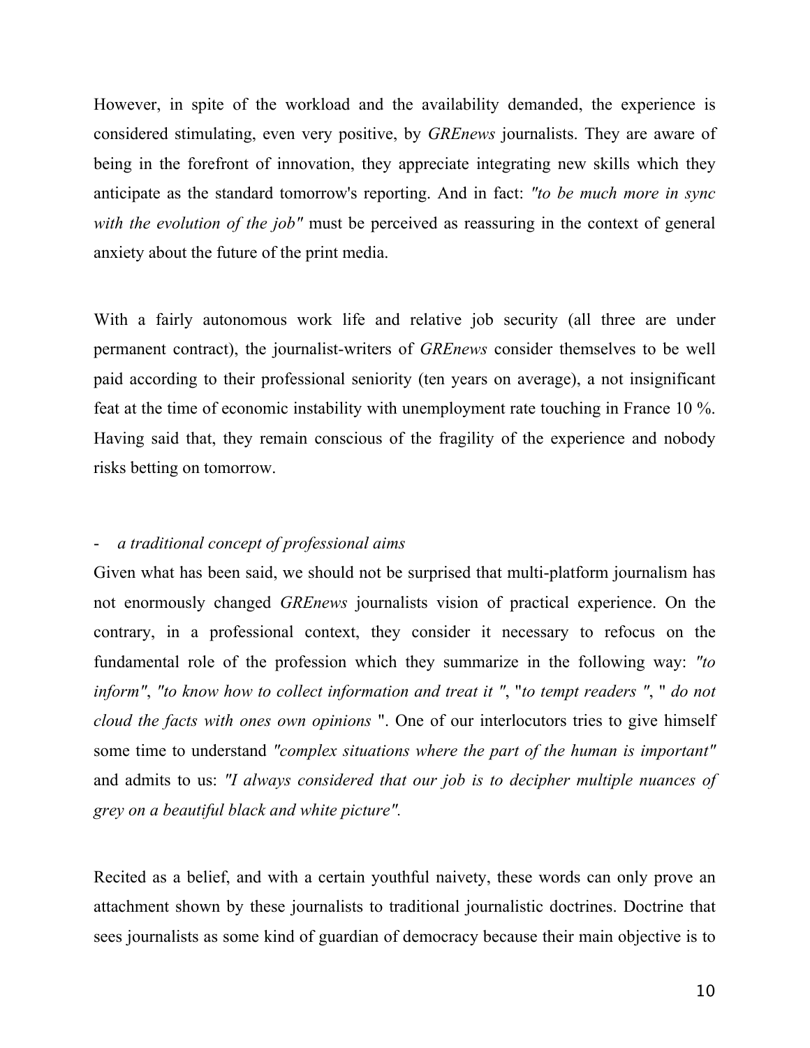However, in spite of the workload and the availability demanded, the experience is considered stimulating, even very positive, by *GREnews* journalists. They are aware of being in the forefront of innovation, they appreciate integrating new skills which they anticipate as the standard tomorrow's reporting. And in fact: *"to be much more in sync with the evolution of the job"* must be perceived as reassuring in the context of general anxiety about the future of the print media.

With a fairly autonomous work life and relative job security (all three are under permanent contract), the journalist-writers of *GREnews* consider themselves to be well paid according to their professional seniority (ten years on average), a not insignificant feat at the time of economic instability with unemployment rate touching in France 10 %. Having said that, they remain conscious of the fragility of the experience and nobody risks betting on tomorrow.

- *a traditional concept of professional aims*

Given what has been said, we should not be surprised that multi-platform journalism has not enormously changed *GREnews* journalists vision of practical experience. On the contrary, in a professional context, they consider it necessary to refocus on the fundamental role of the profession which they summarize in the following way: *"to inform"*, *"to know how to collect information and treat it "*, "*to tempt readers "*, " *do not cloud the facts with ones own opinions* ". One of our interlocutors tries to give himself some time to understand *"complex situations where the part of the human is important"* and admits to us: *"I always considered that our job is to decipher multiple nuances of grey on a beautiful black and white picture".*

Recited as a belief, and with a certain youthful naivety, these words can only prove an attachment shown by these journalists to traditional journalistic doctrines. Doctrine that sees journalists as some kind of guardian of democracy because their main objective is to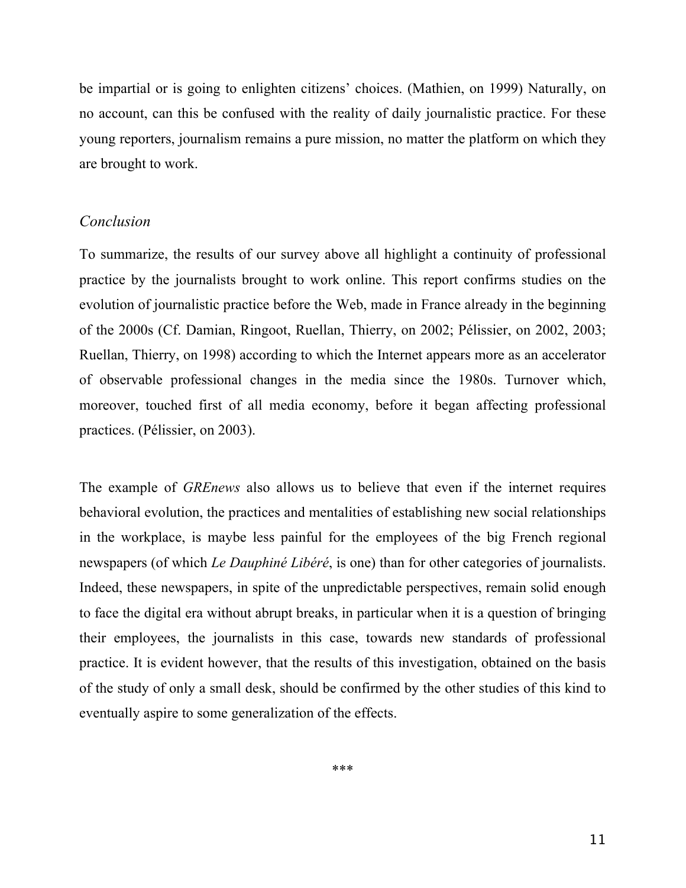be impartial or is going to enlighten citizens' choices. (Mathien, on 1999) Naturally, on no account, can this be confused with the reality of daily journalistic practice. For these young reporters, journalism remains a pure mission, no matter the platform on which they are brought to work.

### *Conclusion*

To summarize, the results of our survey above all highlight a continuity of professional practice by the journalists brought to work online. This report confirms studies on the evolution of journalistic practice before the Web, made in France already in the beginning of the 2000s (Cf. Damian, Ringoot, Ruellan, Thierry, on 2002; Pélissier, on 2002, 2003; Ruellan, Thierry, on 1998) according to which the Internet appears more as an accelerator of observable professional changes in the media since the 1980s. Turnover which, moreover, touched first of all media economy, before it began affecting professional practices. (Pélissier, on 2003).

The example of *GREnews* also allows us to believe that even if the internet requires behavioral evolution, the practices and mentalities of establishing new social relationships in the workplace, is maybe less painful for the employees of the big French regional newspapers (of which *Le Dauphiné Libéré*, is one) than for other categories of journalists. Indeed, these newspapers, in spite of the unpredictable perspectives, remain solid enough to face the digital era without abrupt breaks, in particular when it is a question of bringing their employees, the journalists in this case, towards new standards of professional practice. It is evident however, that the results of this investigation, obtained on the basis of the study of only a small desk, should be confirmed by the other studies of this kind to eventually aspire to some generalization of the effects.

***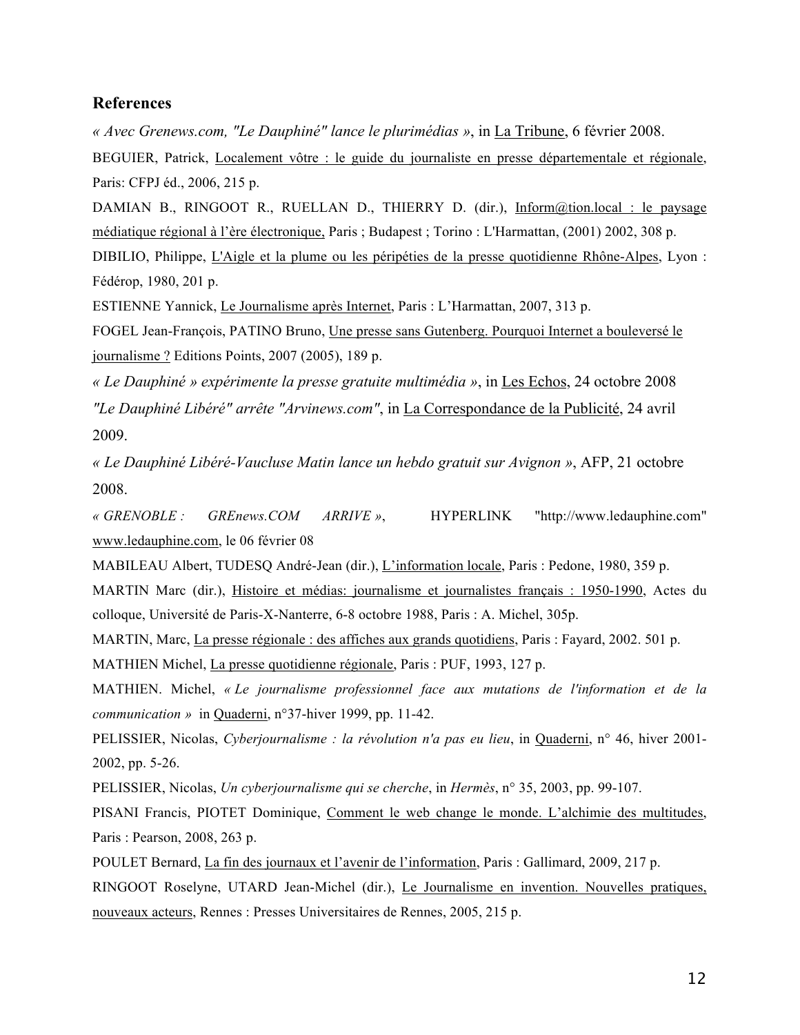## References

*« Avec Grenews.com, "Le Dauphiné" lance le plurimédias »*, in La Tribune, 6 février 2008.

BEGUIER, Patrick, Localement vôtre : le guide du journaliste en presse départementale et régionale, Paris: CFPJ éd., 2006, 215 p.

DAMIAN B., RINGOOT R., RUELLAN D., THIERRY D. (dir.), Inform@tion.local : le paysage médiatique régional à l'ère électronique, Paris ; Budapest ; Torino : L'Harmattan, (2001) 2002, 308 p.

DIBILIO, Philippe, L'Aigle et la plume ou les péripéties de la presse quotidienne Rhône-Alpes, Lyon : Fédérop, 1980, 201 p.

ESTIENNE Yannick, Le Journalisme après Internet, Paris : L'Harmattan, 2007, 313 p.

FOGEL Jean-François, PATINO Bruno, Une presse sans Gutenberg. Pourquoi Internet a bouleversé le journalisme ? Editions Points, 2007 (2005), 189 p.

*« Le Dauphiné » expérimente la presse gratuite multimédia »*, in Les Echos, 24 octobre 2008

*"Le Dauphiné Libéré" arrête "Arvinews.com"*, in La Correspondance de la Publicité, 24 avril 2009.

*« Le Dauphiné Libéré-Vaucluse Matin lance un hebdo gratuit sur Avignon »*, AFP, 21 octobre 2008.

*« GRENOBLE : GREnews.COM ARRIVE »*, HYPERLINK "http://www.ledauphine.com" www.ledauphine.com, le 06 février 08

MABILEAU Albert, TUDESQ André-Jean (dir.), L'information locale, Paris : Pedone, 1980, 359 p.

MARTIN Marc (dir.), Histoire et médias: journalisme et journalistes français : 1950-1990, Actes du colloque, Université de Paris-X-Nanterre, 6-8 octobre 1988, Paris : A. Michel, 305p.

MARTIN, Marc, La presse régionale : des affiches aux grands quotidiens, Paris : Fayard, 2002. 501 p.

MATHIEN Michel, La presse quotidienne régionale, Paris : PUF, 1993, 127 p.

MATHIEN. Michel, *« Le journalisme professionnel face aux mutations de l'information et de la communication »* in Quaderni, n°37-hiver 1999, pp. 11-42.

PELISSIER, Nicolas, *Cyberjournalisme : la révolution n'a pas eu lieu*, in Quaderni, n° 46, hiver 2001-2002, pp. 5-26.

PELISSIER, Nicolas, *Un cyberjournalisme qui se cherche*, in *Hermès*, n° 35, 2003, pp. 99-107.

PISANI Francis, PIOTET Dominique, Comment le web change le monde. L'alchimie des multitudes, Paris : Pearson, 2008, 263 p.

POULET Bernard, La fin des journaux et l'avenir de l'information, Paris : Gallimard, 2009, 217 p.

RINGOOT Roselyne, UTARD Jean-Michel (dir.), Le Journalisme en invention. Nouvelles pratiques, nouveaux acteurs, Rennes : Presses Universitaires de Rennes, 2005, 215 p.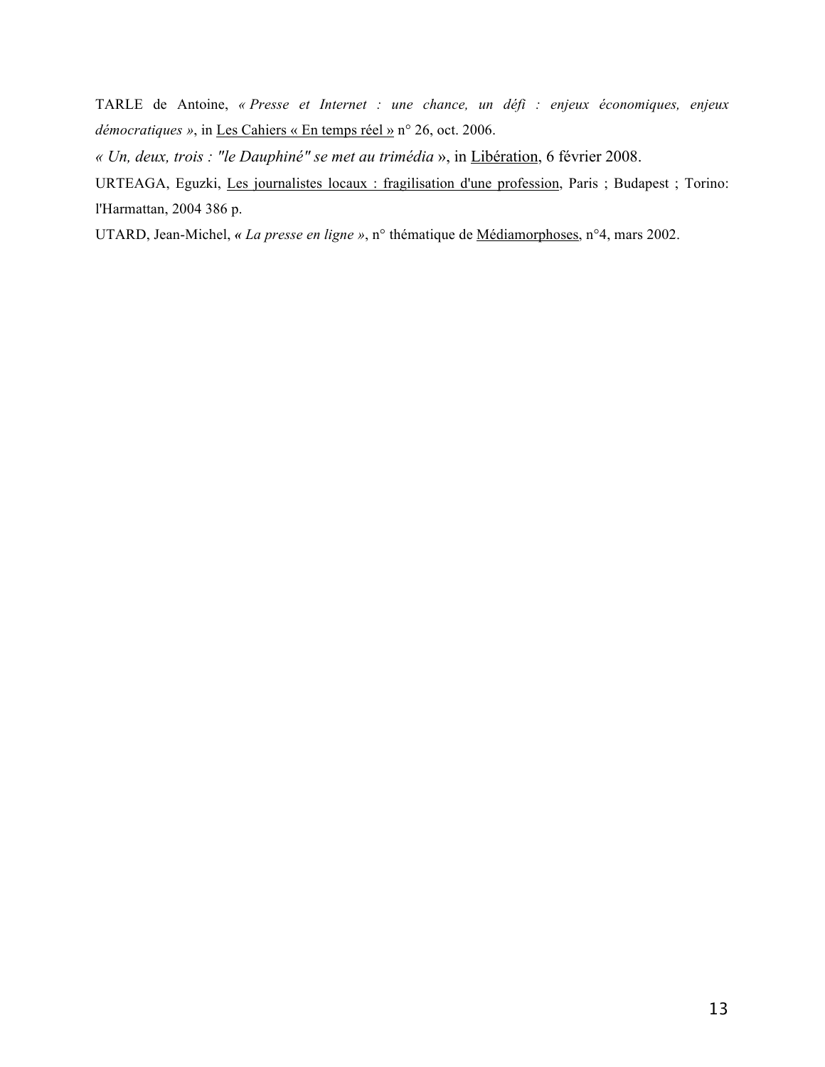TARLE de Antoine, *« Presse et Internet : une chance, un défi : enjeux économiques, enjeux démocratiques »*, in Les Cahiers « En temps réel » n° 26, oct. 2006.

*« Un, deux, trois : "le Dauphiné" se met au trimédia* », in Libération, 6 février 2008.

URTEAGA, Eguzki, Les journalistes locaux : fragilisation d'une profession, Paris ; Budapest ; Torino: l'Harmattan, 2004 386 p.

UTARD, Jean-Michel, *« La presse en ligne »*, n° thématique de Médiamorphoses, n°4, mars 2002.